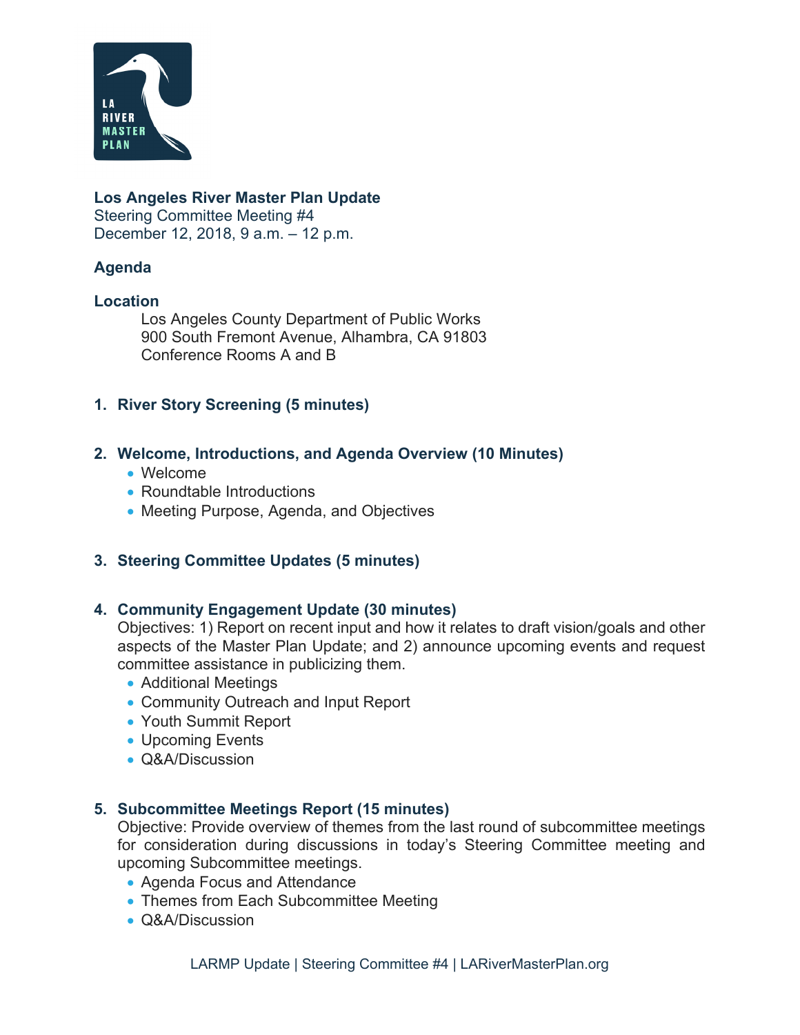**Los Angeles River Master Plan Update**
Steering Committee Meeting #4
December 12, 2018, 9 a.m. – 12 p.m.

## Agenda

### Location

Los Angeles County Department of Public Works
900 South Fremont Avenue, Alhambra, CA 91803
Conference Rooms A and B

### 1. River Story Screening (5 minutes)

### 2. Welcome, Introductions, and Agenda Overview (10 Minutes)

- Welcome
- Roundtable Introductions
- Meeting Purpose, Agenda, and Objectives

### 3. Steering Committee Updates (5 minutes)

### 4. Community Engagement Update (30 minutes)

Objectives: 1) Report on recent input and how it relates to draft vision/goals and other aspects of the Master Plan Update; and 2) announce upcoming events and request committee assistance in publicizing them.

- Additional Meetings
- Community Outreach and Input Report
- Youth Summit Report
- Upcoming Events
- Q&A/Discussion

### 5. Subcommittee Meetings Report (15 minutes)

Objective: Provide overview of themes from the last round of subcommittee meetings for consideration during discussions in today's Steering Committee meeting and upcoming Subcommittee meetings.

- Agenda Focus and Attendance
- Themes from Each Subcommittee Meeting
- Q&A/Discussion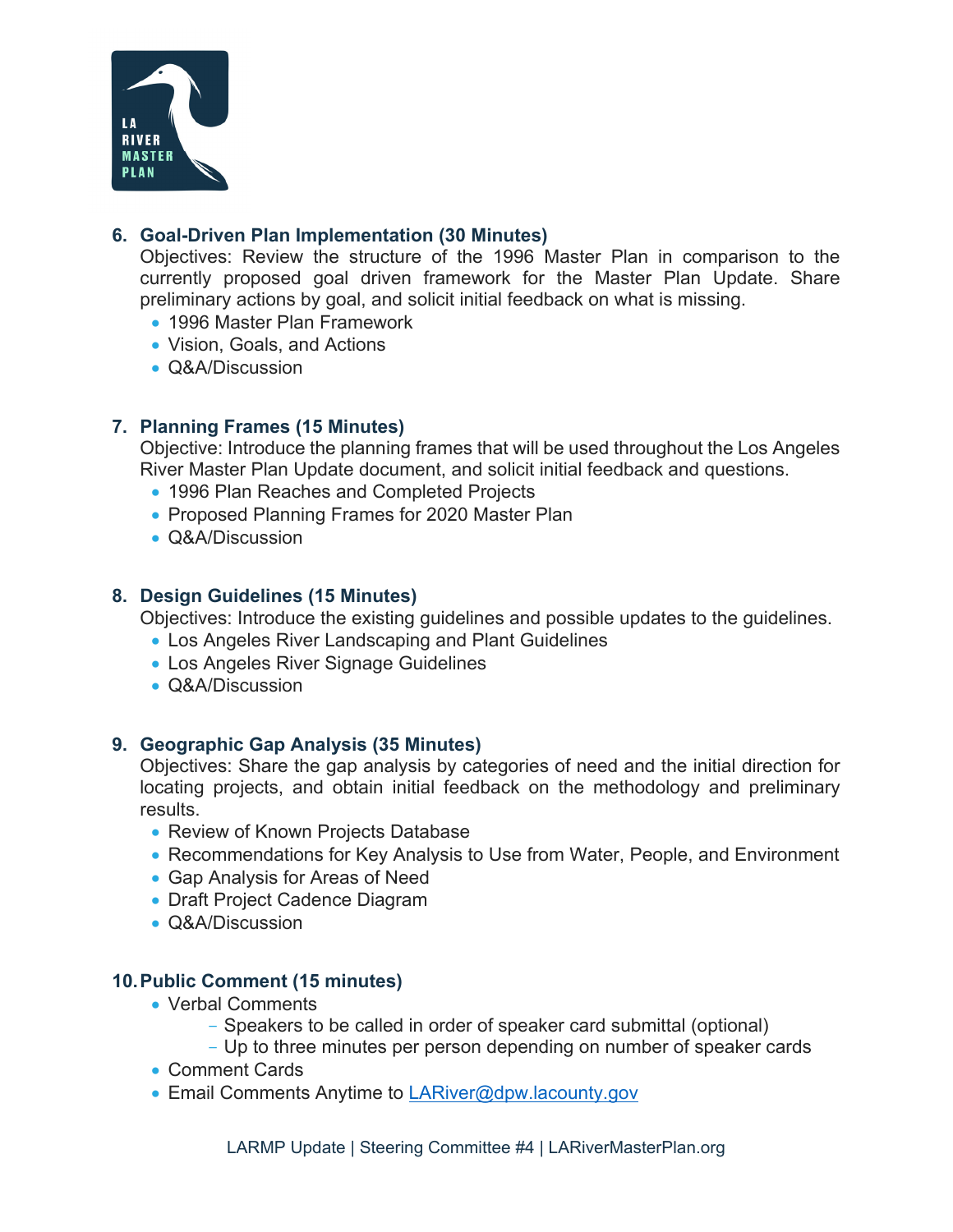6. **Goal-Driven Plan Implementation (30 Minutes)**
   Objectives: Review the structure of the 1996 Master Plan in comparison to the currently proposed goal driven framework for the Master Plan Update. Share preliminary actions by goal, and solicit initial feedback on what is missing.
   - 1996 Master Plan Framework
   - Vision, Goals, and Actions
   - Q&A/Discussion

7. **Planning Frames (15 Minutes)**
   Objective: Introduce the planning frames that will be used throughout the Los Angeles River Master Plan Update document, and solicit initial feedback and questions.
   - 1996 Plan Reaches and Completed Projects
   - Proposed Planning Frames for 2020 Master Plan
   - Q&A/Discussion

8. **Design Guidelines (15 Minutes)**
   Objectives: Introduce the existing guidelines and possible updates to the guidelines.
   - Los Angeles River Landscaping and Plant Guidelines
   - Los Angeles River Signage Guidelines
   - Q&A/Discussion

9. **Geographic Gap Analysis (35 Minutes)**
   Objectives: Share the gap analysis by categories of need and the initial direction for locating projects, and obtain initial feedback on the methodology and preliminary results.
   - Review of Known Projects Database
   - Recommendations for Key Analysis to Use from Water, People, and Environment
   - Gap Analysis for Areas of Need
   - Draft Project Cadence Diagram
   - Q&A/Discussion

10. **Public Comment (15 minutes)**
    - Verbal Comments
      - Speakers to be called in order of speaker card submittal (optional)
      - Up to three minutes per person depending on number of speaker cards
    - Comment Cards
    - Email Comments Anytime to [LARiver@dpw.lacounty.gov](mailto:LARiver@dpw.lacounty.gov)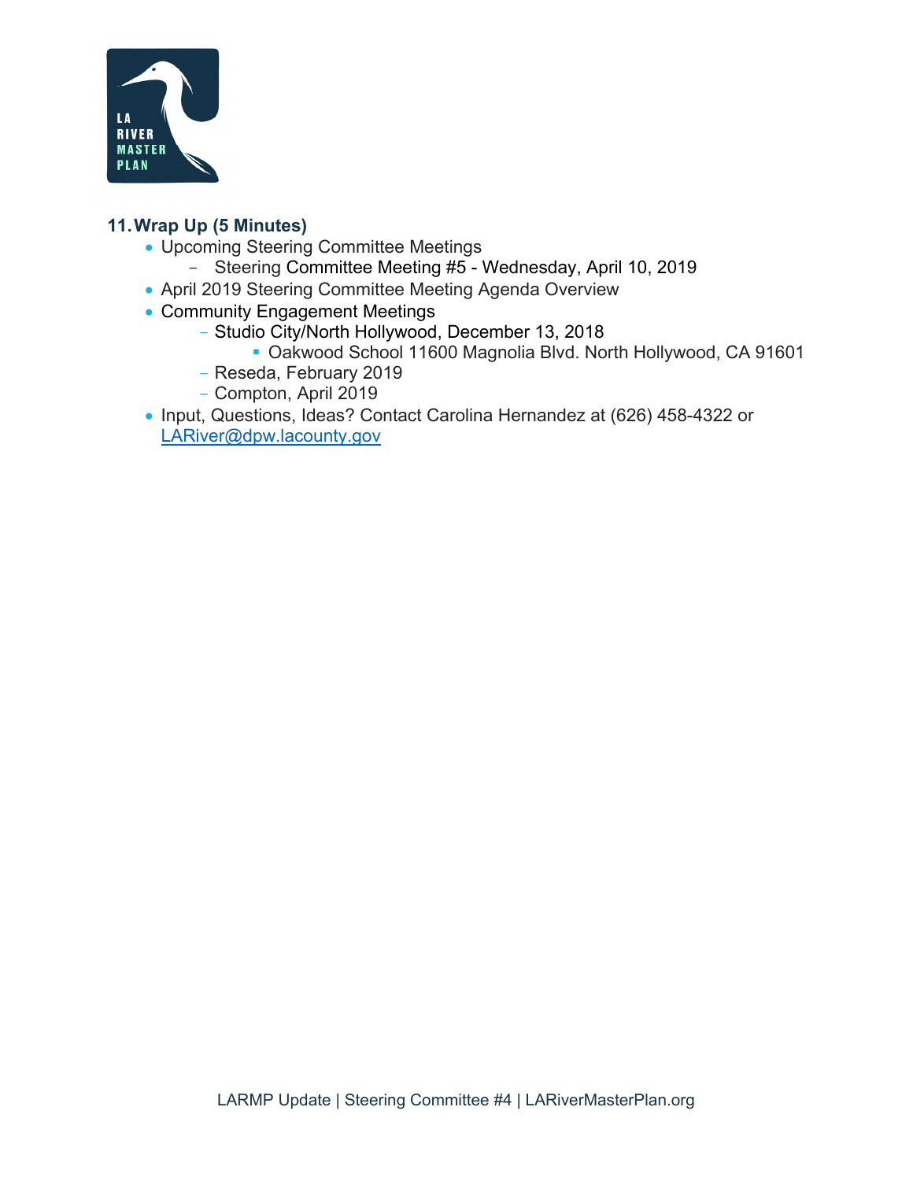## 11. Wrap Up (5 Minutes)

- Upcoming Steering Committee Meetings
  - Steering Committee Meeting #5 - Wednesday, April 10, 2019
- April 2019 Steering Committee Meeting Agenda Overview
- Community Engagement Meetings
  - Studio City/North Hollywood, December 13, 2018
    - Oakwood School 11600 Magnolia Blvd. North Hollywood, CA 91601
  - Reseda, February 2019
  - Compton, April 2019
- Input, Questions, Ideas? Contact Carolina Hernandez at (626) 458-4322 or LARiver@dpw.lacounty.gov